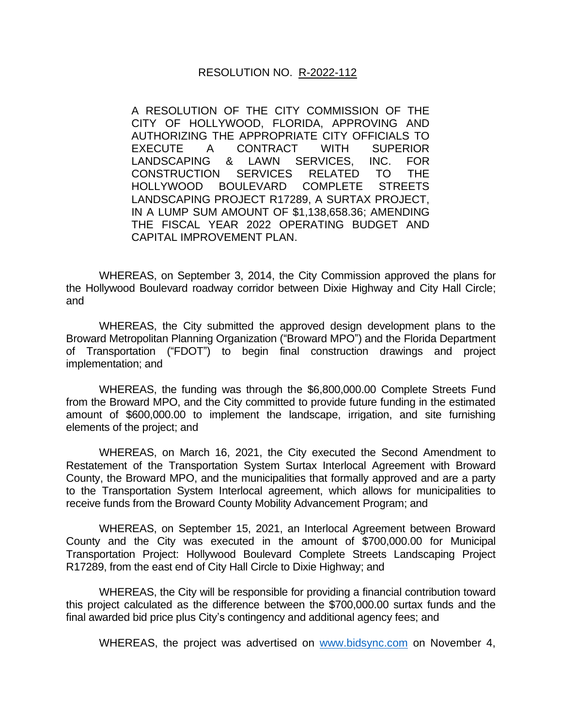# RESOLUTION NO. R-2022-112

A RESOLUTION OF THE CITY COMMISSION OF THE CITY OF HOLLYWOOD, FLORIDA, APPROVING AND AUTHORIZING THE APPROPRIATE CITY OFFICIALS TO EXECUTE A CONTRACT WITH SUPERIOR LANDSCAPING & LAWN SERVICES, INC. FOR CONSTRUCTION SERVICES RELATED TO THE HOLLYWOOD BOULEVARD COMPLETE STREETS LANDSCAPING PROJECT R17289, A SURTAX PROJECT, IN A LUMP SUM AMOUNT OF $1,138,658.36; AMENDING THE FISCAL YEAR 2022 OPERATING BUDGET AND CAPITAL IMPROVEMENT PLAN.

WHEREAS, on September 3, 2014, the City Commission approved the plans for the Hollywood Boulevard roadway corridor between Dixie Highway and City Hall Circle; and

WHEREAS, the City submitted the approved design development plans to the Broward Metropolitan Planning Organization ("Broward MPO") and the Florida Department of Transportation ("FDOT") to begin final construction drawings and project implementation; and

WHEREAS, the funding was through the $6,800,000.00 Complete Streets Fund from the Broward MPO, and the City committed to provide future funding in the estimated amount of $600,000.00 to implement the landscape, irrigation, and site furnishing elements of the project; and

WHEREAS, on March 16, 2021, the City executed the Second Amendment to Restatement of the Transportation System Surtax Interlocal Agreement with Broward County, the Broward MPO, and the municipalities that formally approved and are a party to the Transportation System Interlocal agreement, which allows for municipalities to receive funds from the Broward County Mobility Advancement Program; and

WHEREAS, on September 15, 2021, an Interlocal Agreement between Broward County and the City was executed in the amount of $700,000.00 for Municipal Transportation Project: Hollywood Boulevard Complete Streets Landscaping Project R17289, from the east end of City Hall Circle to Dixie Highway; and

WHEREAS, the City will be responsible for providing a financial contribution toward this project calculated as the difference between the $700,000.00 surtax funds and the final awarded bid price plus City's contingency and additional agency fees; and

WHEREAS, the project was advertised on www.bidsync.com on November 4,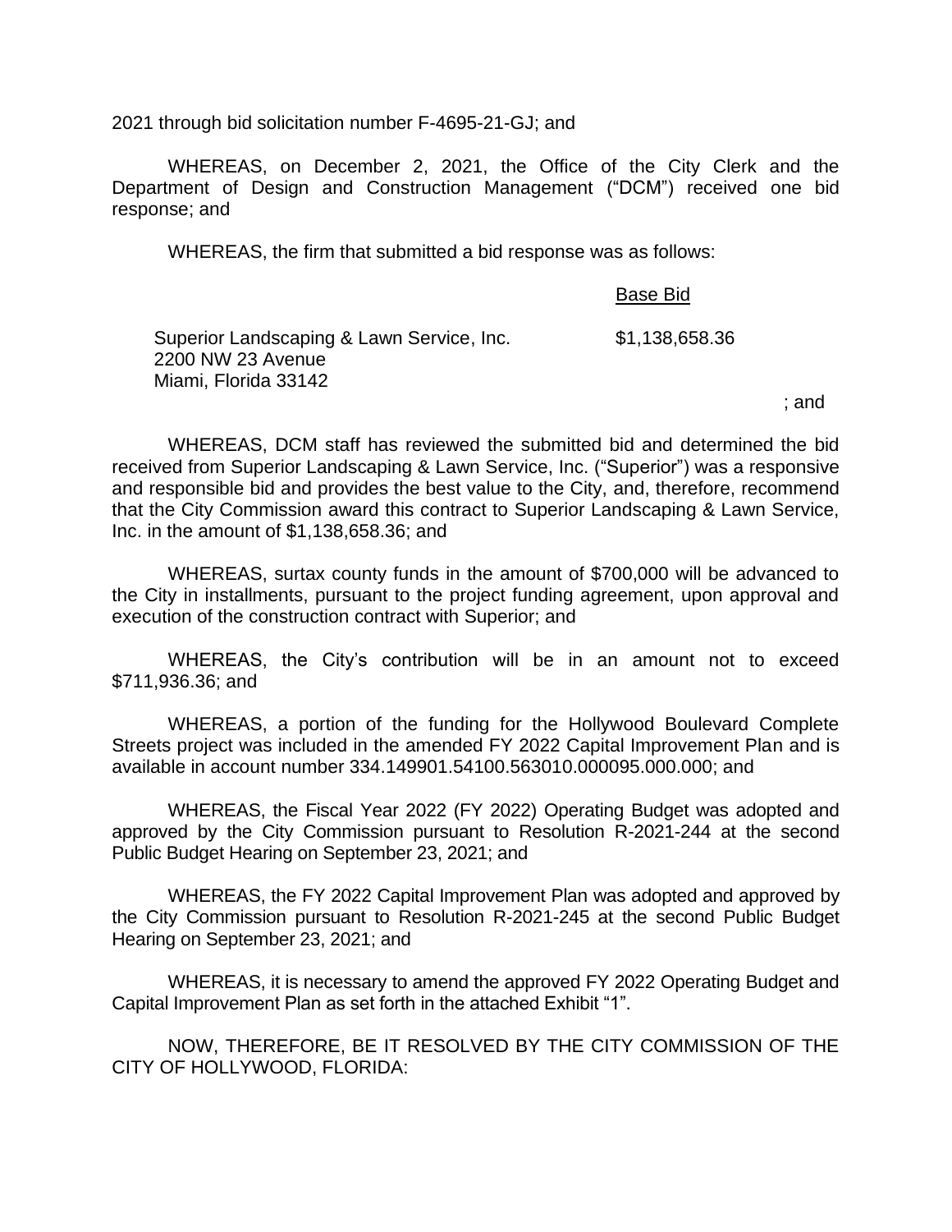2021 through bid solicitation number F-4695-21-GJ; and

WHEREAS, on December 2, 2021, the Office of the City Clerk and the Department of Design and Construction Management ("DCM") received one bid response; and

WHEREAS, the firm that submitted a bid response was as follows:

| | Base Bid |
|---|---|
| Superior Landscaping & Lawn Service, Inc.<br>2200 NW 23 Avenue<br>Miami, Florida 33142 | $1,138,658.36 |

; and

WHEREAS, DCM staff has reviewed the submitted bid and determined the bid received from Superior Landscaping & Lawn Service, Inc. ("Superior") was a responsive and responsible bid and provides the best value to the City, and, therefore, recommend that the City Commission award this contract to Superior Landscaping & Lawn Service, Inc. in the amount of $1,138,658.36; and

WHEREAS, surtax county funds in the amount of $700,000 will be advanced to the City in installments, pursuant to the project funding agreement, upon approval and execution of the construction contract with Superior; and

WHEREAS, the City's contribution will be in an amount not to exceed $711,936.36; and

WHEREAS, a portion of the funding for the Hollywood Boulevard Complete Streets project was included in the amended FY 2022 Capital Improvement Plan and is available in account number 334.149901.54100.563010.000095.000.000; and

WHEREAS, the Fiscal Year 2022 (FY 2022) Operating Budget was adopted and approved by the City Commission pursuant to Resolution R-2021-244 at the second Public Budget Hearing on September 23, 2021; and

WHEREAS, the FY 2022 Capital Improvement Plan was adopted and approved by the City Commission pursuant to Resolution R-2021-245 at the second Public Budget Hearing on September 23, 2021; and

WHEREAS, it is necessary to amend the approved FY 2022 Operating Budget and Capital Improvement Plan as set forth in the attached Exhibit "1".

NOW, THEREFORE, BE IT RESOLVED BY THE CITY COMMISSION OF THE CITY OF HOLLYWOOD, FLORIDA: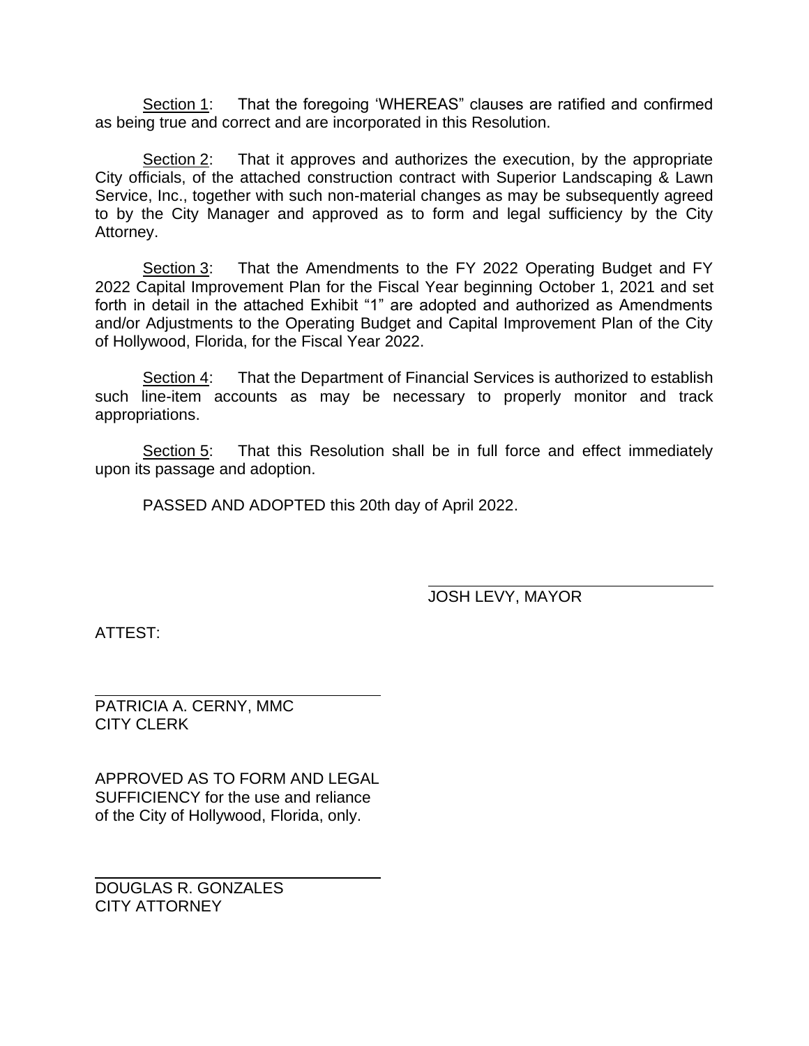Section 1: That the foregoing 'WHEREAS" clauses are ratified and confirmed as being true and correct and are incorporated in this Resolution.

Section 2: That it approves and authorizes the execution, by the appropriate City officials, of the attached construction contract with Superior Landscaping & Lawn Service, Inc., together with such non-material changes as may be subsequently agreed to by the City Manager and approved as to form and legal sufficiency by the City Attorney.

Section 3: That the Amendments to the FY 2022 Operating Budget and FY 2022 Capital Improvement Plan for the Fiscal Year beginning October 1, 2021 and set forth in detail in the attached Exhibit "1" are adopted and authorized as Amendments and/or Adjustments to the Operating Budget and Capital Improvement Plan of the City of Hollywood, Florida, for the Fiscal Year 2022.

Section 4: That the Department of Financial Services is authorized to establish such line-item accounts as may be necessary to properly monitor and track appropriations.

Section 5: That this Resolution shall be in full force and effect immediately upon its passage and adoption.

PASSED AND ADOPTED this 20th day of April 2022.

JOSH LEVY, MAYOR

ATTEST:

PATRICIA A. CERNY, MMC
CITY CLERK

APPROVED AS TO FORM AND LEGAL SUFFICIENCY for the use and reliance of the City of Hollywood, Florida, only.

DOUGLAS R. GONZALES
CITY ATTORNEY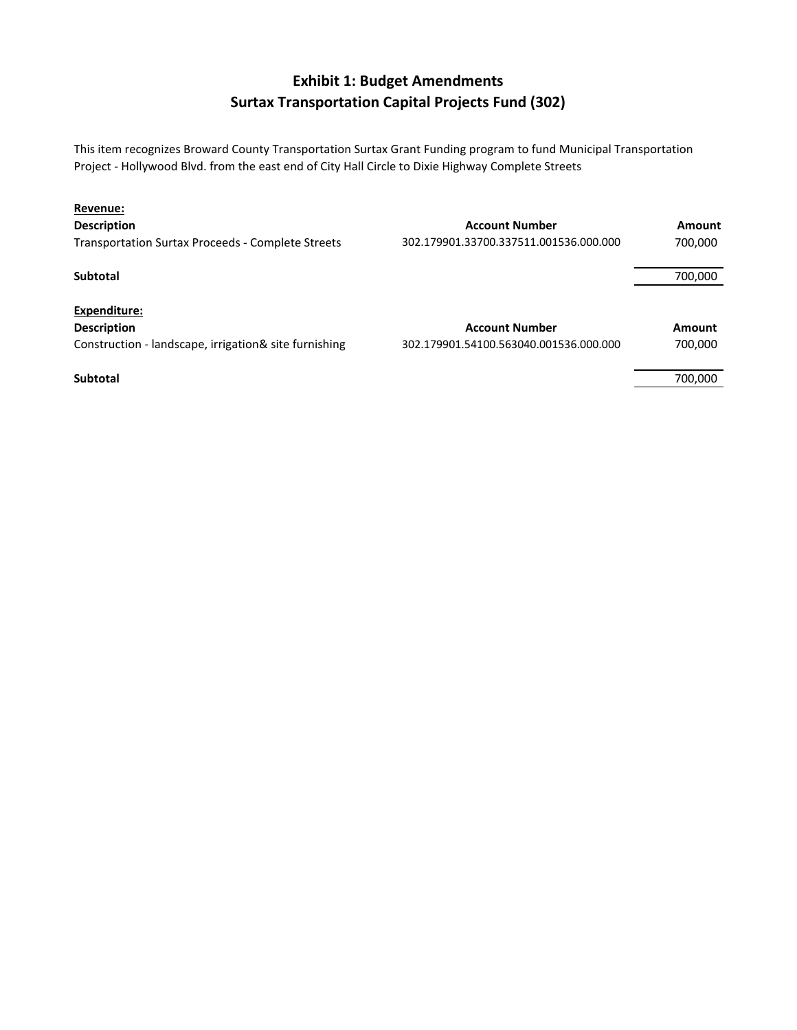# Exhibit 1: Budget Amendments
## Surtax Transportation Capital Projects Fund (302)

This item recognizes Broward County Transportation Surtax Grant Funding program to fund Municipal Transportation Project - Hollywood Blvd. from the east end of City Hall Circle to Dixie Highway Complete Streets

**Revenue:**

| Description | Account Number | Amount |
|---|---|---|
| Transportation Surtax Proceeds - Complete Streets | 302.179901.33700.337511.001536.000.000 | 700,000 |
| **Subtotal** | | 700,000 |

**Expenditure:**

| Description | Account Number | Amount |
|---|---|---|
| Construction - landscape, irrigation& site furnishing | 302.179901.54100.563040.001536.000.000 | 700,000 |
| **Subtotal** | | 700,000 |